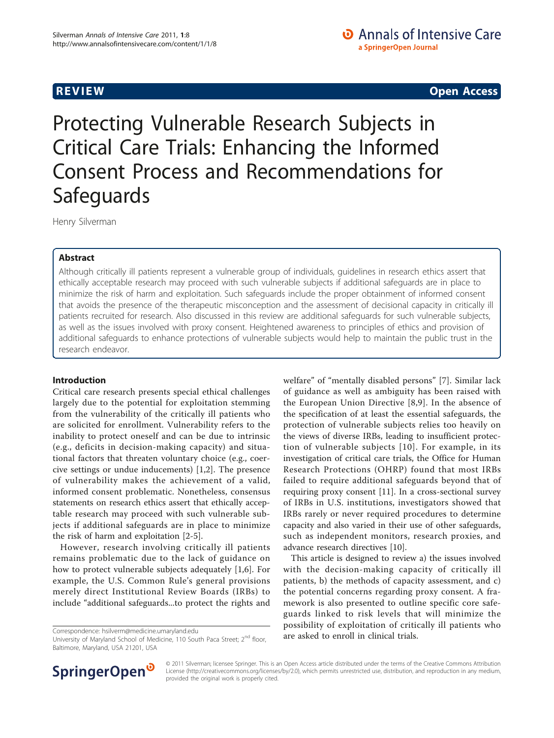**REVIEW** **Open Access**

# Protecting Vulnerable Research Subjects in Critical Care Trials: Enhancing the Informed Consent Process and Recommendations for Safeguards

Henry Silverman

## Abstract

Although critically ill patients represent a vulnerable group of individuals, guidelines in research ethics assert that ethically acceptable research may proceed with such vulnerable subjects if additional safeguards are in place to minimize the risk of harm and exploitation. Such safeguards include the proper obtainment of informed consent that avoids the presence of the therapeutic misconception and the assessment of decisional capacity in critically ill patients recruited for research. Also discussed in this review are additional safeguards for such vulnerable subjects, as well as the issues involved with proxy consent. Heightened awareness to principles of ethics and provision of additional safeguards to enhance protections of vulnerable subjects would help to maintain the public trust in the research endeavor.

## Introduction

Critical care research presents special ethical challenges largely due to the potential for exploitation stemming from the vulnerability of the critically ill patients who are solicited for enrollment. Vulnerability refers to the inability to protect oneself and can be due to intrinsic (e.g., deficits in decision-making capacity) and situational factors that threaten voluntary choice (e.g., coercive settings or undue inducements) [1,2]. The presence of vulnerability makes the achievement of a valid, informed consent problematic. Nonetheless, consensus statements on research ethics assert that ethically acceptable research may proceed with such vulnerable subjects if additional safeguards are in place to minimize the risk of harm and exploitation [2-5].

However, research involving critically ill patients remains problematic due to the lack of guidance on how to protect vulnerable subjects adequately [1,6]. For example, the U.S. Common Rule's general provisions merely direct Institutional Review Boards (IRBs) to include "additional safeguards...to protect the rights and welfare" of "mentally disabled persons" [7]. Similar lack of guidance as well as ambiguity has been raised with the European Union Directive [8,9]. In the absence of the specification of at least the essential safeguards, the protection of vulnerable subjects relies too heavily on the views of diverse IRBs, leading to insufficient protection of vulnerable subjects [10]. For example, in its investigation of critical care trials, the Office for Human Research Protections (OHRP) found that most IRBs failed to require additional safeguards beyond that of requiring proxy consent [11]. In a cross-sectional survey of IRBs in U.S. institutions, investigators showed that IRBs rarely or never required procedures to determine capacity and also varied in their use of other safeguards, such as independent monitors, research proxies, and advance research directives [10].

This article is designed to review a) the issues involved with the decision-making capacity of critically ill patients, b) the methods of capacity assessment, and c) the potential concerns regarding proxy consent. A framework is also presented to outline specific core safeguards linked to risk levels that will minimize the possibility of exploitation of critically ill patients who are asked to enroll in clinical trials.

Correspondence: hsilverm@medicine.umaryland.edu
University of Maryland School of Medicine, 110 South Paca Street; 2nd floor, Baltimore, Maryland, USA 21201, USA

© 2011 Silverman; licensee Springer. This is an Open Access article distributed under the terms of the Creative Commons Attribution License (http://creativecommons.org/licenses/by/2.0), which permits unrestricted use, distribution, and reproduction in any medium, provided the original work is properly cited.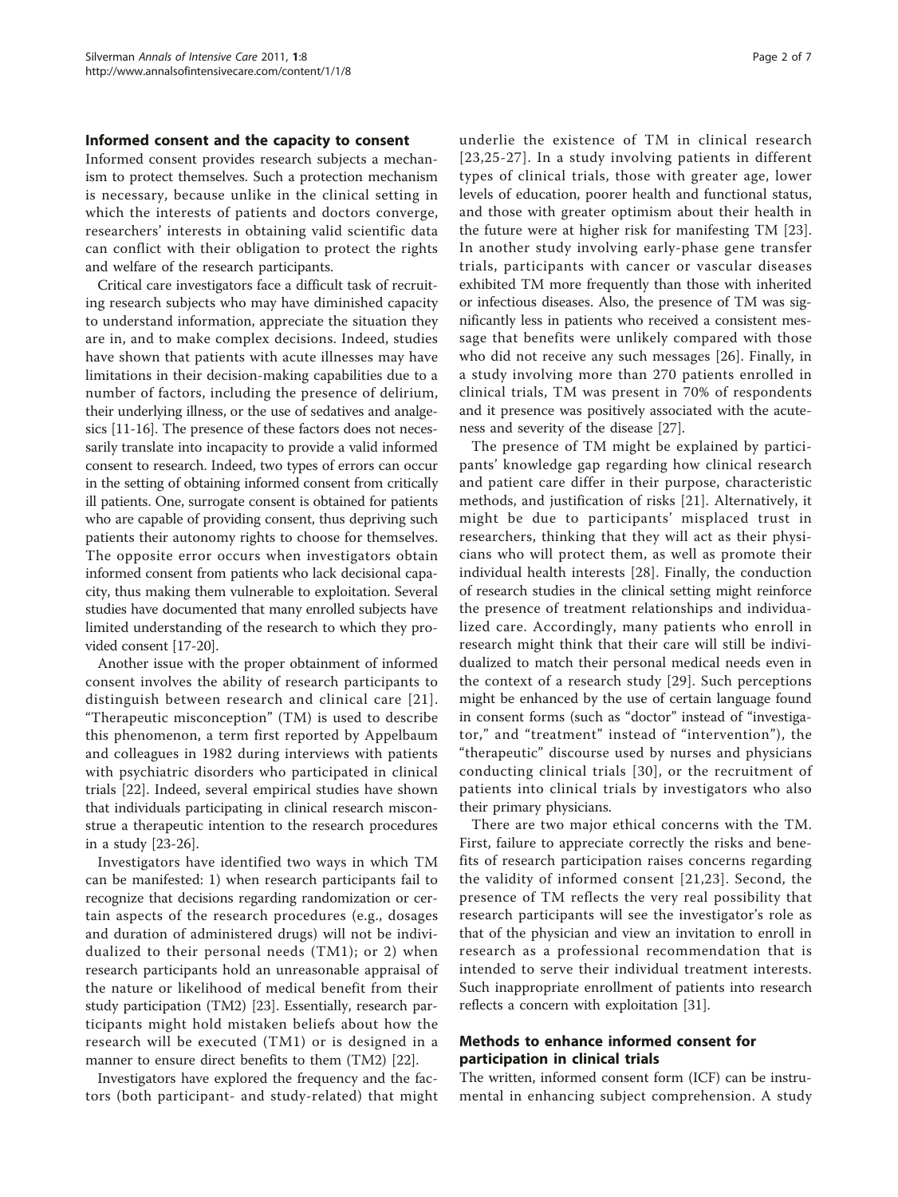## Informed consent and the capacity to consent

Informed consent provides research subjects a mechanism to protect themselves. Such a protection mechanism is necessary, because unlike in the clinical setting in which the interests of patients and doctors converge, researchers' interests in obtaining valid scientific data can conflict with their obligation to protect the rights and welfare of the research participants.

Critical care investigators face a difficult task of recruiting research subjects who may have diminished capacity to understand information, appreciate the situation they are in, and to make complex decisions. Indeed, studies have shown that patients with acute illnesses may have limitations in their decision-making capabilities due to a number of factors, including the presence of delirium, their underlying illness, or the use of sedatives and analgesics [11-16]. The presence of these factors does not necessarily translate into incapacity to provide a valid informed consent to research. Indeed, two types of errors can occur in the setting of obtaining informed consent from critically ill patients. One, surrogate consent is obtained for patients who are capable of providing consent, thus depriving such patients their autonomy rights to choose for themselves. The opposite error occurs when investigators obtain informed consent from patients who lack decisional capacity, thus making them vulnerable to exploitation. Several studies have documented that many enrolled subjects have limited understanding of the research to which they provided consent [17-20].

Another issue with the proper obtainment of informed consent involves the ability of research participants to distinguish between research and clinical care [21]. "Therapeutic misconception" (TM) is used to describe this phenomenon, a term first reported by Appelbaum and colleagues in 1982 during interviews with patients with psychiatric disorders who participated in clinical trials [22]. Indeed, several empirical studies have shown that individuals participating in clinical research misconstrue a therapeutic intention to the research procedures in a study [23-26].

Investigators have identified two ways in which TM can be manifested: 1) when research participants fail to recognize that decisions regarding randomization or certain aspects of the research procedures (e.g., dosages and duration of administered drugs) will not be individualized to their personal needs (TM1); or 2) when research participants hold an unreasonable appraisal of the nature or likelihood of medical benefit from their study participation (TM2) [23]. Essentially, research participants might hold mistaken beliefs about how the research will be executed (TM1) or is designed in a manner to ensure direct benefits to them (TM2) [22].

Investigators have explored the frequency and the factors (both participant- and study-related) that might underlie the existence of TM in clinical research [23,25-27]. In a study involving patients in different types of clinical trials, those with greater age, lower levels of education, poorer health and functional status, and those with greater optimism about their health in the future were at higher risk for manifesting TM [23]. In another study involving early-phase gene transfer trials, participants with cancer or vascular diseases exhibited TM more frequently than those with inherited or infectious diseases. Also, the presence of TM was significantly less in patients who received a consistent message that benefits were unlikely compared with those who did not receive any such messages [26]. Finally, in a study involving more than 270 patients enrolled in clinical trials, TM was present in 70% of respondents and it presence was positively associated with the acuteness and severity of the disease [27].

The presence of TM might be explained by participants' knowledge gap regarding how clinical research and patient care differ in their purpose, characteristic methods, and justification of risks [21]. Alternatively, it might be due to participants' misplaced trust in researchers, thinking that they will act as their physicians who will protect them, as well as promote their individual health interests [28]. Finally, the conduction of research studies in the clinical setting might reinforce the presence of treatment relationships and individualized care. Accordingly, many patients who enroll in research might think that their care will still be individualized to match their personal medical needs even in the context of a research study [29]. Such perceptions might be enhanced by the use of certain language found in consent forms (such as "doctor" instead of "investigator," and "treatment" instead of "intervention"), the "therapeutic" discourse used by nurses and physicians conducting clinical trials [30], or the recruitment of patients into clinical trials by investigators who also their primary physicians.

There are two major ethical concerns with the TM. First, failure to appreciate correctly the risks and benefits of research participation raises concerns regarding the validity of informed consent [21,23]. Second, the presence of TM reflects the very real possibility that research participants will see the investigator's role as that of the physician and view an invitation to enroll in research as a professional recommendation that is intended to serve their individual treatment interests. Such inappropriate enrollment of patients into research reflects a concern with exploitation [31].

## Methods to enhance informed consent for participation in clinical trials

The written, informed consent form (ICF) can be instrumental in enhancing subject comprehension. A study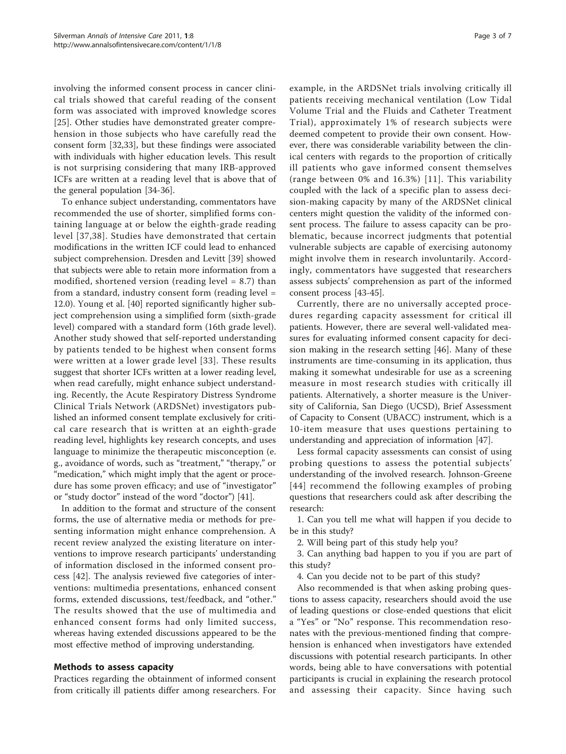involving the informed consent process in cancer clinical trials showed that careful reading of the consent form was associated with improved knowledge scores [25]. Other studies have demonstrated greater comprehension in those subjects who have carefully read the consent form [32,33], but these findings were associated with individuals with higher education levels. This result is not surprising considering that many IRB-approved ICFs are written at a reading level that is above that of the general population [34-36].

To enhance subject understanding, commentators have recommended the use of shorter, simplified forms containing language at or below the eighth-grade reading level [37,38]. Studies have demonstrated that certain modifications in the written ICF could lead to enhanced subject comprehension. Dresden and Levitt [39] showed that subjects were able to retain more information from a modified, shortened version (reading level = 8.7) than from a standard, industry consent form (reading level = 12.0). Young et al. [40] reported significantly higher subject comprehension using a simplified form (sixth-grade level) compared with a standard form (16th grade level). Another study showed that self-reported understanding by patients tended to be highest when consent forms were written at a lower grade level [33]. These results suggest that shorter ICFs written at a lower reading level, when read carefully, might enhance subject understanding. Recently, the Acute Respiratory Distress Syndrome Clinical Trials Network (ARDSNet) investigators published an informed consent template exclusively for critical care research that is written at an eighth-grade reading level, highlights key research concepts, and uses language to minimize the therapeutic misconception (e.g., avoidance of words, such as "treatment," "therapy," or "medication," which might imply that the agent or procedure has some proven efficacy; and use of "investigator" or "study doctor" instead of the word "doctor") [41].

In addition to the format and structure of the consent forms, the use of alternative media or methods for presenting information might enhance comprehension. A recent review analyzed the existing literature on interventions to improve research participants' understanding of information disclosed in the informed consent process [42]. The analysis reviewed five categories of interventions: multimedia presentations, enhanced consent forms, extended discussions, test/feedback, and "other." The results showed that the use of multimedia and enhanced consent forms had only limited success, whereas having extended discussions appeared to be the most effective method of improving understanding.

## Methods to assess capacity

Practices regarding the obtainment of informed consent from critically ill patients differ among researchers. For example, in the ARDSNet trials involving critically ill patients receiving mechanical ventilation (Low Tidal Volume Trial and the Fluids and Catheter Treatment Trial), approximately 1% of research subjects were deemed competent to provide their own consent. However, there was considerable variability between the clinical centers with regards to the proportion of critically ill patients who gave informed consent themselves (range between 0% and 16.3%) [11]. This variability coupled with the lack of a specific plan to assess decision-making capacity by many of the ARDSNet clinical centers might question the validity of the informed consent process. The failure to assess capacity can be problematic, because incorrect judgments that potential vulnerable subjects are capable of exercising autonomy might involve them in research involuntarily. Accordingly, commentators have suggested that researchers assess subjects' comprehension as part of the informed consent process [43-45].

Currently, there are no universally accepted procedures regarding capacity assessment for critical ill patients. However, there are several well-validated measures for evaluating informed consent capacity for decision making in the research setting [46]. Many of these instruments are time-consuming in its application, thus making it somewhat undesirable for use as a screening measure in most research studies with critically ill patients. Alternatively, a shorter measure is the University of California, San Diego (UCSD), Brief Assessment of Capacity to Consent (UBACC) instrument, which is a 10-item measure that uses questions pertaining to understanding and appreciation of information [47].

Less formal capacity assessments can consist of using probing questions to assess the potential subjects' understanding of the involved research. Johnson-Greene [44] recommend the following examples of probing questions that researchers could ask after describing the research:

1. Can you tell me what will happen if you decide to be in this study?
2. Will being part of this study help you?
3. Can anything bad happen to you if you are part of this study?
4. Can you decide not to be part of this study?

Also recommended is that when asking probing questions to assess capacity, researchers should avoid the use of leading questions or close-ended questions that elicit a "Yes" or "No" response. This recommendation resonates with the previous-mentioned finding that comprehension is enhanced when investigators have extended discussions with potential research participants. In other words, being able to have conversations with potential participants is crucial in explaining the research protocol and assessing their capacity. Since having such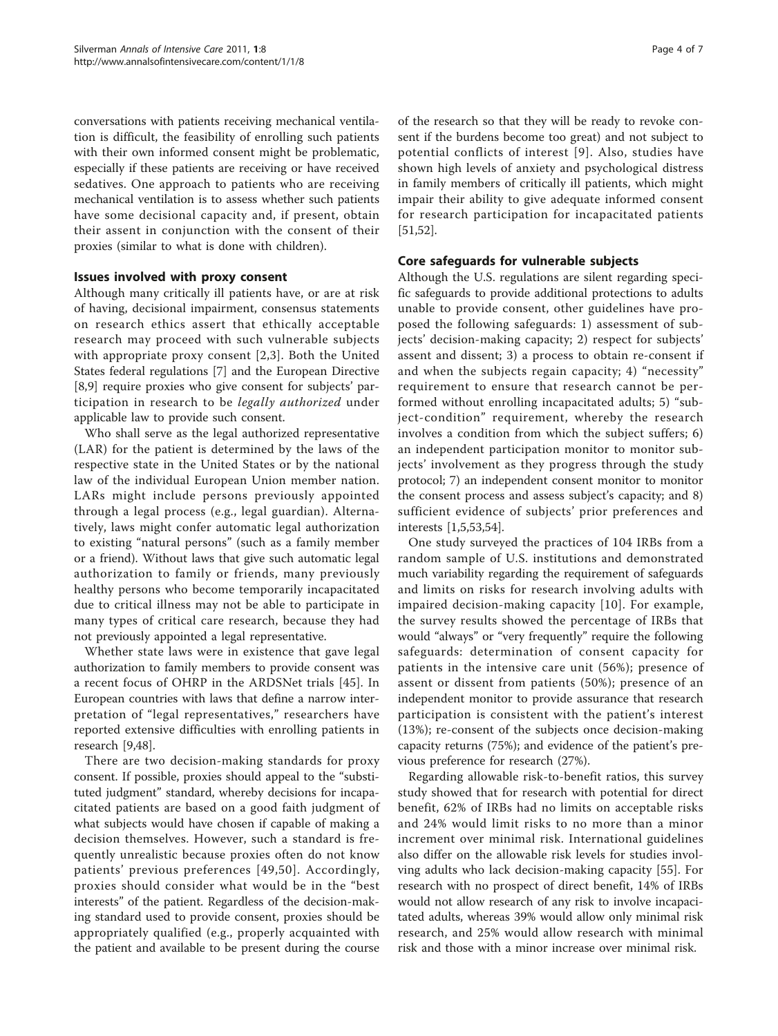conversations with patients receiving mechanical ventilation is difficult, the feasibility of enrolling such patients with their own informed consent might be problematic, especially if these patients are receiving or have received sedatives. One approach to patients who are receiving mechanical ventilation is to assess whether such patients have some decisional capacity and, if present, obtain their assent in conjunction with the consent of their proxies (similar to what is done with children).

## Issues involved with proxy consent

Although many critically ill patients have, or are at risk of having, decisional impairment, consensus statements on research ethics assert that ethically acceptable research may proceed with such vulnerable subjects with appropriate proxy consent [2,3]. Both the United States federal regulations [7] and the European Directive [8,9] require proxies who give consent for subjects' participation in research to be *legally authorized* under applicable law to provide such consent.

Who shall serve as the legal authorized representative (LAR) for the patient is determined by the laws of the respective state in the United States or by the national law of the individual European Union member nation. LARs might include persons previously appointed through a legal process (e.g., legal guardian). Alternatively, laws might confer automatic legal authorization to existing "natural persons" (such as a family member or a friend). Without laws that give such automatic legal authorization to family or friends, many previously healthy persons who become temporarily incapacitated due to critical illness may not be able to participate in many types of critical care research, because they had not previously appointed a legal representative.

Whether state laws were in existence that gave legal authorization to family members to provide consent was a recent focus of OHRP in the ARDSNet trials [45]. In European countries with laws that define a narrow interpretation of "legal representatives," researchers have reported extensive difficulties with enrolling patients in research [9,48].

There are two decision-making standards for proxy consent. If possible, proxies should appeal to the "substituted judgment" standard, whereby decisions for incapacitated patients are based on a good faith judgment of what subjects would have chosen if capable of making a decision themselves. However, such a standard is frequently unrealistic because proxies often do not know patients' previous preferences [49,50]. Accordingly, proxies should consider what would be in the "best interests" of the patient. Regardless of the decision-making standard used to provide consent, proxies should be appropriately qualified (e.g., properly acquainted with the patient and available to be present during the course of the research so that they will be ready to revoke consent if the burdens become too great) and not subject to potential conflicts of interest [9]. Also, studies have shown high levels of anxiety and psychological distress in family members of critically ill patients, which might impair their ability to give adequate informed consent for research participation for incapacitated patients [51,52].

## Core safeguards for vulnerable subjects

Although the U.S. regulations are silent regarding specific safeguards to provide additional protections to adults unable to provide consent, other guidelines have proposed the following safeguards: 1) assessment of subjects' decision-making capacity; 2) respect for subjects' assent and dissent; 3) a process to obtain re-consent if and when the subjects regain capacity; 4) "necessity" requirement to ensure that research cannot be performed without enrolling incapacitated adults; 5) "subject-condition" requirement, whereby the research involves a condition from which the subject suffers; 6) an independent participation monitor to monitor subjects' involvement as they progress through the study protocol; 7) an independent consent monitor to monitor the consent process and assess subject's capacity; and 8) sufficient evidence of subjects' prior preferences and interests [1,5,53,54].

One study surveyed the practices of 104 IRBs from a random sample of U.S. institutions and demonstrated much variability regarding the requirement of safeguards and limits on risks for research involving adults with impaired decision-making capacity [10]. For example, the survey results showed the percentage of IRBs that would "always" or "very frequently" require the following safeguards: determination of consent capacity for patients in the intensive care unit (56%); presence of assent or dissent from patients (50%); presence of an independent monitor to provide assurance that research participation is consistent with the patient's interest (13%); re-consent of the subjects once decision-making capacity returns (75%); and evidence of the patient's previous preference for research (27%).

Regarding allowable risk-to-benefit ratios, this survey study showed that for research with potential for direct benefit, 62% of IRBs had no limits on acceptable risks and 24% would limit risks to no more than a minor increment over minimal risk. International guidelines also differ on the allowable risk levels for studies involving adults who lack decision-making capacity [55]. For research with no prospect of direct benefit, 14% of IRBs would not allow research of any risk to involve incapacitated adults, whereas 39% would allow only minimal risk research, and 25% would allow research with minimal risk and those with a minor increase over minimal risk.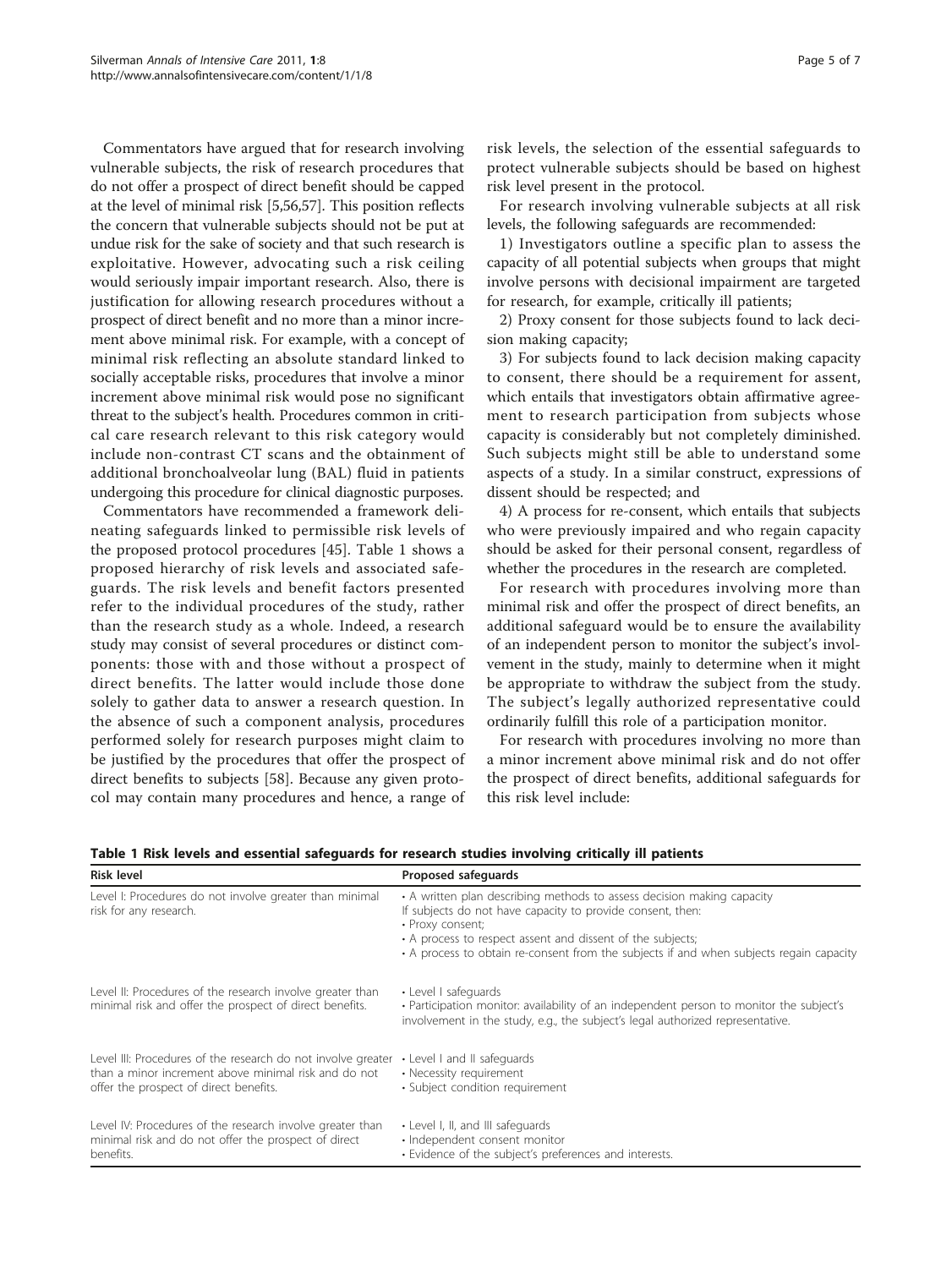Commentators have argued that for research involving vulnerable subjects, the risk of research procedures that do not offer a prospect of direct benefit should be capped at the level of minimal risk [5,56,57]. This position reflects the concern that vulnerable subjects should not be put at undue risk for the sake of society and that such research is exploitative. However, advocating such a risk ceiling would seriously impair important research. Also, there is justification for allowing research procedures without a prospect of direct benefit and no more than a minor increment above minimal risk. For example, with a concept of minimal risk reflecting an absolute standard linked to socially acceptable risks, procedures that involve a minor increment above minimal risk would pose no significant threat to the subject's health. Procedures common in critical care research relevant to this risk category would include non-contrast CT scans and the obtainment of additional bronchoalveolar lung (BAL) fluid in patients undergoing this procedure for clinical diagnostic purposes.

Commentators have recommended a framework delineating safeguards linked to permissible risk levels of the proposed protocol procedures [45]. Table 1 shows a proposed hierarchy of risk levels and associated safeguards. The risk levels and benefit factors presented refer to the individual procedures of the study, rather than the research study as a whole. Indeed, a research study may consist of several procedures or distinct components: those with and those without a prospect of direct benefits. The latter would include those done solely to gather data to answer a research question. In the absence of such a component analysis, procedures performed solely for research purposes might claim to be justified by the procedures that offer the prospect of direct benefits to subjects [58]. Because any given protocol may contain many procedures and hence, a range of risk levels, the selection of the essential safeguards to protect vulnerable subjects should be based on highest risk level present in the protocol.

For research involving vulnerable subjects at all risk levels, the following safeguards are recommended:

1) Investigators outline a specific plan to assess the capacity of all potential subjects when groups that might involve persons with decisional impairment are targeted for research, for example, critically ill patients;

2) Proxy consent for those subjects found to lack decision making capacity;

3) For subjects found to lack decision making capacity to consent, there should be a requirement for assent, which entails that investigators obtain affirmative agreement to research participation from subjects whose capacity is considerably but not completely diminished. Such subjects might still be able to understand some aspects of a study. In a similar construct, expressions of dissent should be respected; and

4) A process for re-consent, which entails that subjects who were previously impaired and who regain capacity should be asked for their personal consent, regardless of whether the procedures in the research are completed.

For research with procedures involving more than minimal risk and offer the prospect of direct benefits, an additional safeguard would be to ensure the availability of an independent person to monitor the subject's involvement in the study, mainly to determine when it might be appropriate to withdraw the subject from the study. The subject's legally authorized representative could ordinarily fulfill this role of a participation monitor.

For research with procedures involving no more than a minor increment above minimal risk and do not offer the prospect of direct benefits, additional safeguards for this risk level include:

**Table 1 Risk levels and essential safeguards for research studies involving critically ill patients**

| Risk level | Proposed safeguards |
|---|---|
| Level I: Procedures do not involve greater than minimal risk for any research. | • A written plan describing methods to assess decision making capacity<br>If subjects do not have capacity to provide consent, then:<br>• Proxy consent;<br>• A process to respect assent and dissent of the subjects;<br>• A process to obtain re-consent from the subjects if and when subjects regain capacity |
| Level II: Procedures of the research involve greater than minimal risk and offer the prospect of direct benefits. | • Level I safeguards<br>• Participation monitor: availability of an independent person to monitor the subject's involvement in the study, e.g., the subject's legal authorized representative. |
| Level III: Procedures of the research do not involve greater than a minor increment above minimal risk and do not offer the prospect of direct benefits. | • Level I and II safeguards<br>• Necessity requirement<br>• Subject condition requirement |
| Level IV: Procedures of the research involve greater than minimal risk and do not offer the prospect of direct benefits. | • Level I, II, and III safeguards<br>• Independent consent monitor<br>• Evidence of the subject's preferences and interests. |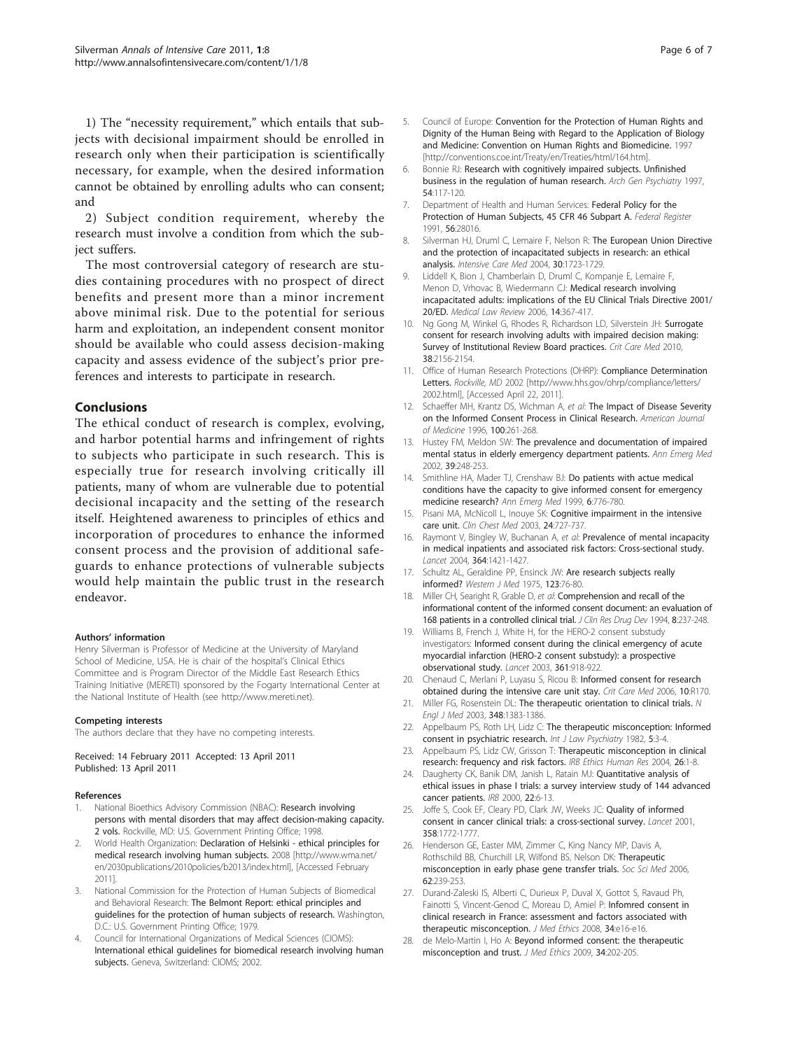1) The "necessity requirement," which entails that subjects with decisional impairment should be enrolled in research only when their participation is scientifically necessary, for example, when the desired information cannot be obtained by enrolling adults who can consent; and

2) Subject condition requirement, whereby the research must involve a condition from which the subject suffers.

The most controversial category of research are studies containing procedures with no prospect of direct benefits and present more than a minor increment above minimal risk. Due to the potential for serious harm and exploitation, an independent consent monitor should be available who could assess decision-making capacity and assess evidence of the subject's prior preferences and interests to participate in research.

## Conclusions

The ethical conduct of research is complex, evolving, and harbor potential harms and infringement of rights to subjects who participate in such research. This is especially true for research involving critically ill patients, many of whom are vulnerable due to potential decisional incapacity and the setting of the research itself. Heightened awareness to principles of ethics and incorporation of procedures to enhance the informed consent process and the provision of additional safeguards to enhance protections of vulnerable subjects would help maintain the public trust in the research endeavor.

#### Authors' information

Henry Silverman is Professor of Medicine at the University of Maryland School of Medicine, USA. He is chair of the hospital's Clinical Ethics Committee and is Program Director of the Middle East Research Ethics Training Initiative (MERETI) sponsored by the Fogarty International Center at the National Institute of Health (see http://www.mereti.net).

#### Competing interests

The authors declare that they have no competing interests.

Received: 14 February 2011 Accepted: 13 April 2011
Published: 13 April 2011

#### References

1. National Bioethics Advisory Commission (NBAC): **Research involving persons with mental disorders that may affect decision-making capacity. 2 vols.** Rockville, MD: U.S. Government Printing Office; 1998.
2. World Health Organization: **Declaration of Helsinki - ethical principles for medical research involving human subjects.** 2008 [http://www.wma.net/en/2030publications/2010policies/b2013/index.html], [Accessed February 2011].
3. National Commission for the Protection of Human Subjects of Biomedical and Behavioral Research: **The Belmont Report: ethical principles and guidelines for the protection of human subjects of research.** Washington, D.C.: U.S. Government Printing Office; 1979.
4. Council for International Organizations of Medical Sciences (CIOMS): **International ethical guidelines for biomedical research involving human subjects.** Geneva, Switzerland: CIOMS; 2002.
5. Council of Europe: **Convention for the Protection of Human Rights and Dignity of the Human Being with Regard to the Application of Biology and Medicine: Convention on Human Rights and Biomedicine.** 1997 [http://conventions.coe.int/Treaty/en/Treaties/html/164.htm].
6. Bonnie RJ: **Research with cognitively impaired subjects. Unfinished business in the regulation of human research.** *Arch Gen Psychiatry* 1997, **54**:117-120.
7. Department of Health and Human Services: **Federal Policy for the Protection of Human Subjects, 45 CFR 46 Subpart A.** *Federal Register* 1991, **56**:28016.
8. Silverman HJ, Druml C, Lemaire F, Nelson R: **The European Union Directive and the protection of incapacitated subjects in research: an ethical analysis.** *Intensive Care Med* 2004, **30**:1723-1729.
9. Liddell K, Bion J, Chamberlain D, Druml C, Kompanje E, Lemaire F, Menon D, Vrhovac B, Wiedermann CJ: **Medical research involving incapacitated adults: implications of the EU Clinical Trials Directive 2001/20/ED.** *Medical Law Review* 2006, **14**:367-417.
10. Ng Gong M, Winkel G, Rhodes R, Richardson LD, Silverstein JH: **Surrogate consent for research involving adults with impaired decision making: Survey of Institutional Review Board practices.** *Crit Care Med* 2010, **38**:2156-2154.
11. Office of Human Research Protections (OHRP): **Compliance Determination Letters.** *Rockville, MD* 2002 [http://www.hhs.gov/ohrp/compliance/letters/2002.html], [Accessed April 22, 2011].
12. Schaeffer MH, Krantz DS, Wichman A, *et al*: **The Impact of Disease Severity on the Informed Consent Process in Clinical Research.** *American Journal of Medicine* 1996, **100**:261-268.
13. Hustey FM, Meldon SW: **The prevalence and documentation of impaired mental status in elderly emergency department patients.** *Ann Emerg Med* 2002, **39**:248-253.
14. Smithline HA, Mader TJ, Crenshaw BJ: **Do patients with actue medical conditions have the capacity to give informed consent for emergency medicine research?** *Ann Emerg Med* 1999, **6**:776-780.
15. Pisani MA, McNicoll L, Inouye SK: **Cognitive impairment in the intensive care unit.** *Clin Chest Med* 2003, **24**:727-737.
16. Raymont V, Bingley W, Buchanan A, *et al*: **Prevalence of mental incapacity in medical inpatients and associated risk factors: Cross-sectional study.** *Lancet* 2004, **364**:1421-1427.
17. Schultz AL, Geraldine PP, Ensinck JW: **Are research subjects really informed?** *Western J Med* 1975, **123**:76-80.
18. Miller CH, Searight R, Grable D, *et al*: **Comprehension and recall of the informational content of the informed consent document: an evaluation of 168 patients in a controlled clinical trial.** *J Clin Res Drug Dev* 1994, **8**:237-248.
19. Williams B, French J, White H, for the HERO-2 consent substudy investigators: **Informed consent during the clinical emergency of acute myocardial infarction (HERO-2 consent substudy): a prospective observational study.** *Lancet* 2003, **361**:918-922.
20. Chenaud C, Merlani P, Luyasu S, Ricou B: **Informed consent for research obtained during the intensive care unit stay.** *Crit Care Med* 2006, **10**:R170.
21. Miller FG, Rosenstein DL: **The therapeutic orientation to clinical trials.** *N Engl J Med* 2003, **348**:1383-1386.
22. Appelbaum PS, Roth LH, Lidz C: **The therapeutic misconception: Informed consent in psychiatric research.** *Int J Law Psychiatry* 1982, **5**:3-4.
23. Appelbaum PS, Lidz CW, Grisson T: **Therapeutic misconception in clinical research: frequency and risk factors.** *IRB Ethics Human Res* 2004, **26**:1-8.
24. Daugherty CK, Banik DM, Janish L, Ratain MJ: **Quantitative analysis of ethical issues in phase I trials: a survey interview study of 144 advanced cancer patients.** *IRB* 2000, **22**:6-13.
25. Joffe S, Cook EF, Cleary PD, Clark JW, Weeks JC: **Quality of informed consent in cancer clinical trials: a cross-sectional survey.** *Lancet* 2001, **358**:1772-1777.
26. Henderson GE, Easter MM, Zimmer C, King Nancy MP, Davis A, Rothschild BB, Churchill LR, Wilfond BS, Nelson DK: **Therapeutic misconception in early phase gene transfer trials.** *Soc Sci Med* 2006, **62**:239-253.
27. Durand-Zaleski IS, Alberti C, Durieux P, Duval X, Gottot S, Ravaud Ph, Fainotti S, Vincent-Genod C, Moreau D, Amiel P: **Infomred consent in clinical research in France: assessment and factors associated with therapeutic misconception.** *J Med Ethics* 2008, **34**:e16-e16.
28. de Melo-Martin I, Ho A: **Beyond informed consent: the therapeutic misconception and trust.** *J Med Ethics* 2009, **34**:202-205.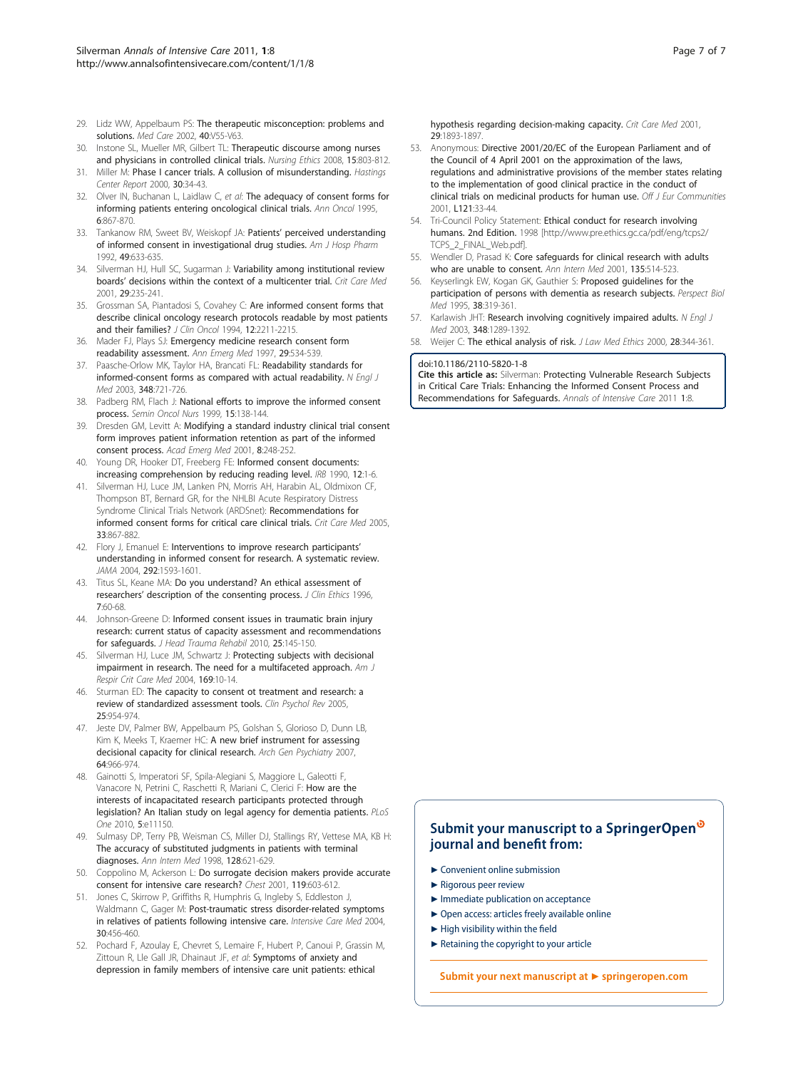29. Lidz WW, Appelbaum PS: **The therapeutic misconception: problems and solutions.** *Med Care* 2002, **40**:V55-V63.
30. Instone SL, Mueller MR, Gilbert TL: **Therapeutic discourse among nurses and physicians in controlled clinical trials.** *Nursing Ethics* 2008, **15**:803-812.
31. Miller M: **Phase I cancer trials. A collusion of misunderstanding.** *Hastings Center Report* 2000, **30**:34-43.
32. Olver IN, Buchanan L, Laidlaw C, *et al*: **The adequacy of consent forms for informing patients entering oncological clinical trials.** *Ann Oncol* 1995, **6**:867-870.
33. Tankanow RM, Sweet BV, Weiskopf JA: **Patients' perceived understanding of informed consent in investigational drug studies.** *Am J Hosp Pharm* 1992, **49**:633-635.
34. Silverman HJ, Hull SC, Sugarman J: **Variability among institutional review boards' decisions within the context of a multicenter trial.** *Crit Care Med* 2001, **29**:235-241.
35. Grossman SA, Piantadosi S, Covahey C: **Are informed consent forms that describe clinical oncology research protocols readable by most patients and their families?** *J Clin Oncol* 1994, **12**:2211-2215.
36. Mader FJ, Plays SJ: **Emergency medicine research consent form readability assessment.** *Ann Emerg Med* 1997, **29**:534-539.
37. Paasche-Orlow MK, Taylor HA, Brancati FL: **Readability standards for informed-consent forms as compared with actual readability.** *N Engl J Med* 2003, **348**:721-726.
38. Padberg RM, Flach J: **National efforts to improve the informed consent process.** *Semin Oncol Nurs* 1999, **15**:138-144.
39. Dresden GM, Levitt A: **Modifying a standard industry clinical trial consent form improves patient information retention as part of the informed consent process.** *Acad Emerg Med* 2001, **8**:248-252.
40. Young DR, Hooker DT, Freeberg FE: **Informed consent documents: increasing comprehension by reducing reading level.** *IRB* 1990, **12**:1-6.
41. Silverman HJ, Luce JM, Lanken PN, Morris AH, Harabin AL, Oldmixon CF, Thompson BT, Bernard GR, for the NHLBI Acute Respiratory Distress Syndrome Clinical Trials Network (ARDSnet): **Recommendations for informed consent forms for critical care clinical trials.** *Crit Care Med* 2005, **33**:867-882.
42. Flory J, Emanuel E: **Interventions to improve research participants' understanding in informed consent for research. A systematic review.** *JAMA* 2004, **292**:1593-1601.
43. Titus SL, Keane MA: **Do you understand? An ethical assessment of researchers' description of the consenting process.** *J Clin Ethics* 1996, **7**:60-68.
44. Johnson-Greene D: **Informed consent issues in traumatic brain injury research: current status of capacity assessment and recommendations for safeguards.** *J Head Trauma Rehabil* 2010, **25**:145-150.
45. Silverman HJ, Luce JM, Schwartz J: **Protecting subjects with decisional impairment in research. The need for a multifaceted approach.** *Am J Respir Crit Care Med* 2004, **169**:10-14.
46. Sturman ED: **The capacity to consent ot treatment and research: a review of standardized assessment tools.** *Clin Psychol Rev* 2005, **25**:954-974.
47. Jeste DV, Palmer BW, Appelbaum PS, Golshan S, Glorioso D, Dunn LB, Kim K, Meeks T, Kraemer HC: **A new brief instrument for assessing decisional capacity for clinical research.** *Arch Gen Psychiatry* 2007, **64**:966-974.
48. Gainotti S, Imperatori SF, Spila-Alegiani S, Maggiore L, Galeotti F, Vanacore N, Petrini C, Raschetti R, Mariani C, Clerici F: **How are the interests of incapacitated research participants protected through legislation? An Italian study on legal agency for dementia patients.** *PLoS One* 2010, **5**:e11150.
49. Sulmasy DP, Terry PB, Weisman CS, Miller DJ, Stallings RY, Vettese MA, KB H: **The accuracy of substituted judgments in patients with terminal diagnoses.** *Ann Intern Med* 1998, **128**:621-629.
50. Coppolino M, Ackerson L: **Do surrogate decision makers provide accurate consent for intensive care research?** *Chest* 2001, **119**:603-612.
51. Jones C, Skirrow P, Griffiths R, Humphris G, Ingleby S, Eddleston J, Waldmann C, Gager M: **Post-traumatic stress disorder-related symptoms in relatives of patients following intensive care.** *Intensive Care Med* 2004, **30**:456-460.
52. Pochard F, Azoulay E, Chevret S, Lemaire F, Hubert P, Canoui P, Grassin M, Zittoun R, Lle Gall JR, Dhainaut JF, *et al*: **Symptoms of anxiety and depression in family members of intensive care unit patients: ethical hypothesis regarding decision-making capacity.** *Crit Care Med* 2001, **29**:1893-1897.
53. Anonymous: **Directive 2001/20/EC of the European Parliament and of the Council of 4 April 2001 on the approximation of the laws, regulations and administrative provisions of the member states relating to the implementation of good clinical practice in the conduct of clinical trials on medicinal products for human use.** *Off J Eur Communities* 2001, **L121**:33-44.
54. Tri-Council Policy Statement: **Ethical conduct for research involving humans. 2nd Edition.** 1998 [http://www.pre.ethics.gc.ca/pdf/eng/tcps2/TCPS_2_FINAL_Web.pdf].
55. Wendler D, Prasad K: **Core safeguards for clinical research with adults who are unable to consent.** *Ann Intern Med* 2001, **135**:514-523.
56. Keyserlingk EW, Kogan GK, Gauthier S: **Proposed guidelines for the participation of persons with dementia as research subjects.** *Perspect Biol Med* 1995, **38**:319-361.
57. Karlawish JHT: **Research involving cognitively impaired adults.** *N Engl J Med* 2003, **348**:1289-1392.
58. Weijer C: **The ethical analysis of risk.** *J Law Med Ethics* 2000, **28**:344-361.

doi:10.1186/2110-5820-1-8
**Cite this article as:** Silverman: Protecting Vulnerable Research Subjects in Critical Care Trials: Enhancing the Informed Consent Process and Recommendations for Safeguards. *Annals of Intensive Care* 2011 **1**:8.

**Submit your manuscript to a SpringerOpen journal and benefit from:**

- Convenient online submission
- Rigorous peer review
- Immediate publication on acceptance
- Open access: articles freely available online
- High visibility within the field
- Retaining the copyright to your article

**Submit your next manuscript at ► springeropen.com**